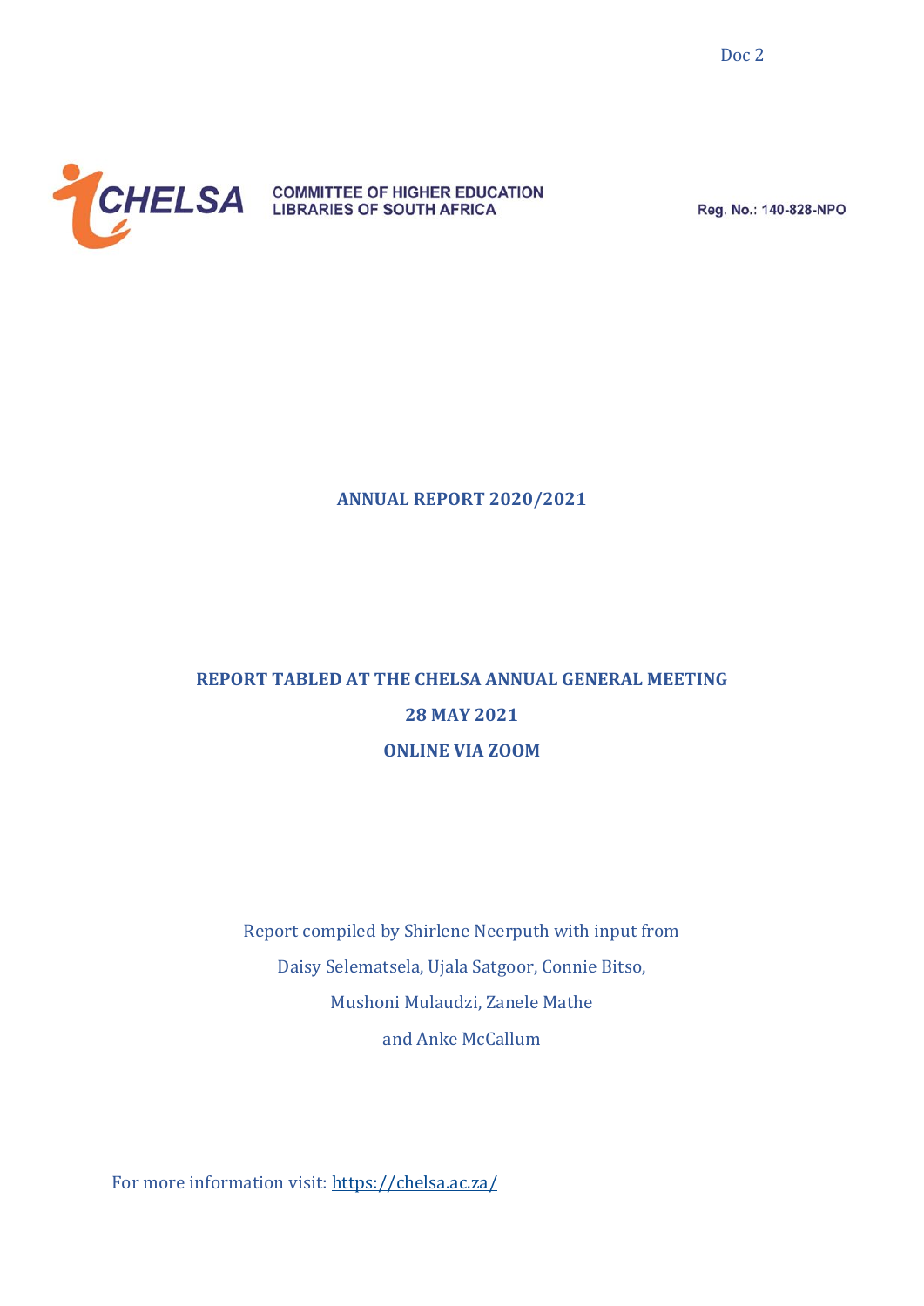Doc 2

CHELSA COMMITTEE OF HIGHER EDUCATION LIBRARIES OF SOUTH AFRICA

Reg. No.: 140-828-NPO

# ANNUAL REPORT 2020/2021

## REPORT TABLED AT THE CHELSA ANNUAL GENERAL MEETING

## 28 MAY 2021

## ONLINE VIA ZOOM

Report compiled by Shirlene Neerputh with input from Daisy Selematsela, Ujala Satgoor, Connie Bitso, Mushoni Mulaudzi, Zanele Mathe and Anke McCallum

For more information visit: [https://chelsa.ac.za/](https://chelsa.ac.za/)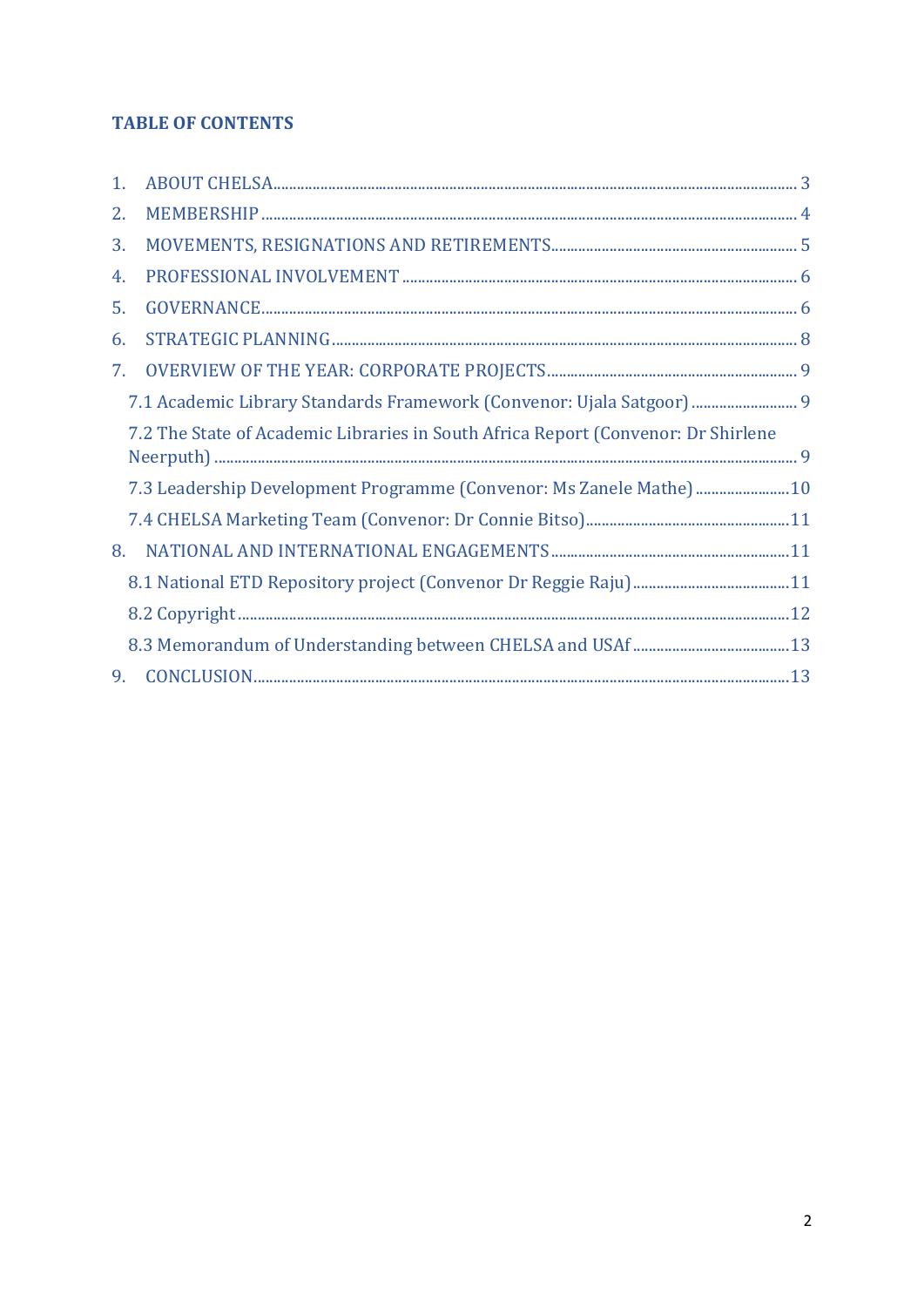## TABLE OF CONTENTS

1. ABOUT CHELSA ..... 3
2. MEMBERSHIP ..... 4
3. MOVEMENTS, RESIGNATIONS AND RETIREMENTS ..... 5
4. PROFESSIONAL INVOLVEMENT ..... 6
5. GOVERNANCE ..... 6
6. STRATEGIC PLANNING ..... 8
7. OVERVIEW OF THE YEAR: CORPORATE PROJECTS ..... 9
   - 7.1 Academic Library Standards Framework (Convenor: Ujala Satgoor) ..... 9
   - 7.2 The State of Academic Libraries in South Africa Report (Convenor: Dr Shirlene Neerputh) ..... 9
   - 7.3 Leadership Development Programme (Convenor: Ms Zanele Mathe) ..... 10
   - 7.4 CHELSA Marketing Team (Convenor: Dr Connie Bitso) ..... 11
8. NATIONAL AND INTERNATIONAL ENGAGEMENTS ..... 11
   - 8.1 National ETD Repository project (Convenor Dr Reggie Raju) ..... 11
   - 8.2 Copyright ..... 12
   - 8.3 Memorandum of Understanding between CHELSA and USAf ..... 13
9. CONCLUSION ..... 13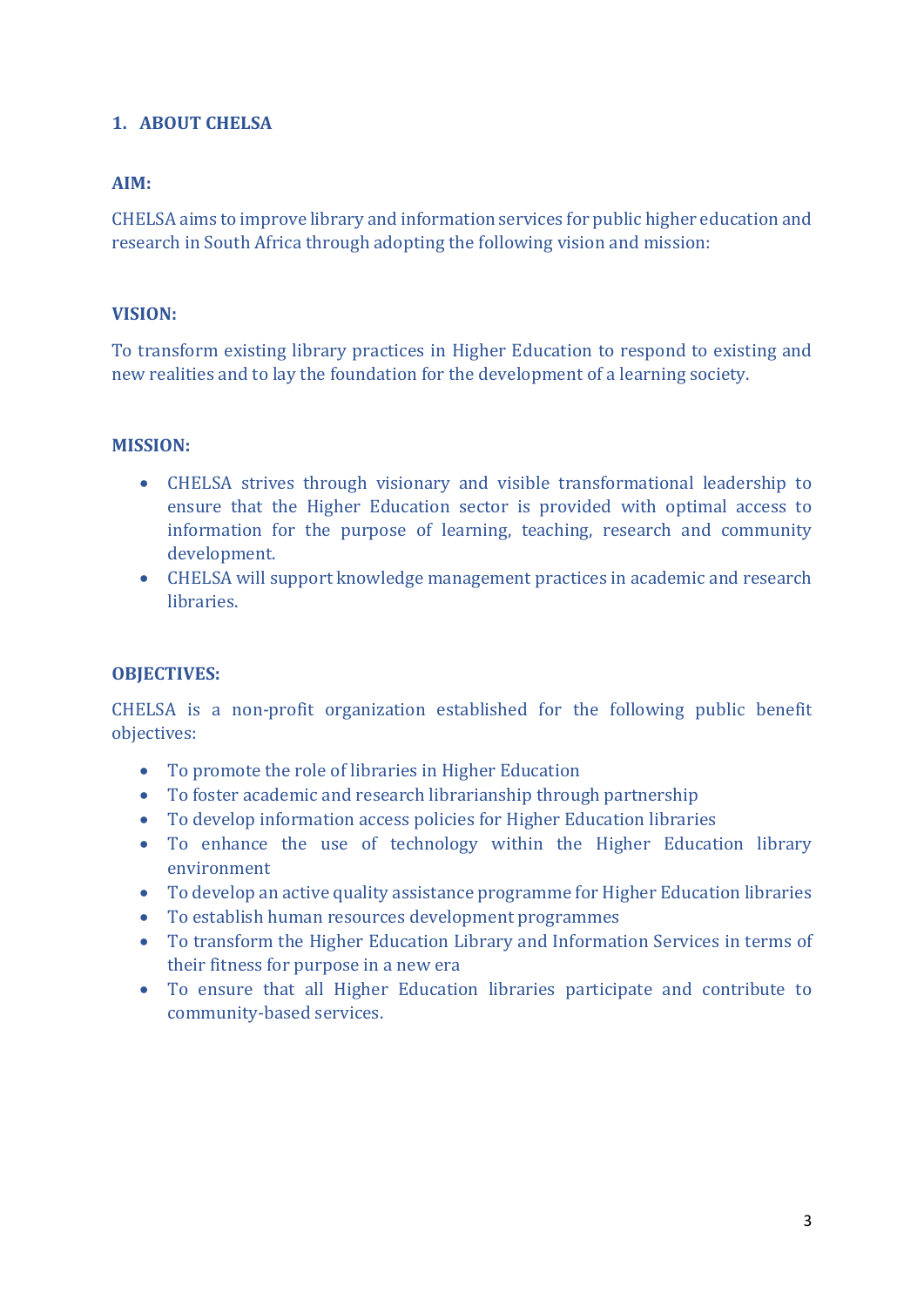## 1. ABOUT CHELSA

### AIM:

CHELSA aims to improve library and information services for public higher education and research in South Africa through adopting the following vision and mission:

### VISION:

To transform existing library practices in Higher Education to respond to existing and new realities and to lay the foundation for the development of a learning society.

### MISSION:

- CHELSA strives through visionary and visible transformational leadership to ensure that the Higher Education sector is provided with optimal access to information for the purpose of learning, teaching, research and community development.
- CHELSA will support knowledge management practices in academic and research libraries.

### OBJECTIVES:

CHELSA is a non-profit organization established for the following public benefit objectives:

- To promote the role of libraries in Higher Education
- To foster academic and research librarianship through partnership
- To develop information access policies for Higher Education libraries
- To enhance the use of technology within the Higher Education library environment
- To develop an active quality assistance programme for Higher Education libraries
- To establish human resources development programmes
- To transform the Higher Education Library and Information Services in terms of their fitness for purpose in a new era
- To ensure that all Higher Education libraries participate and contribute to community-based services.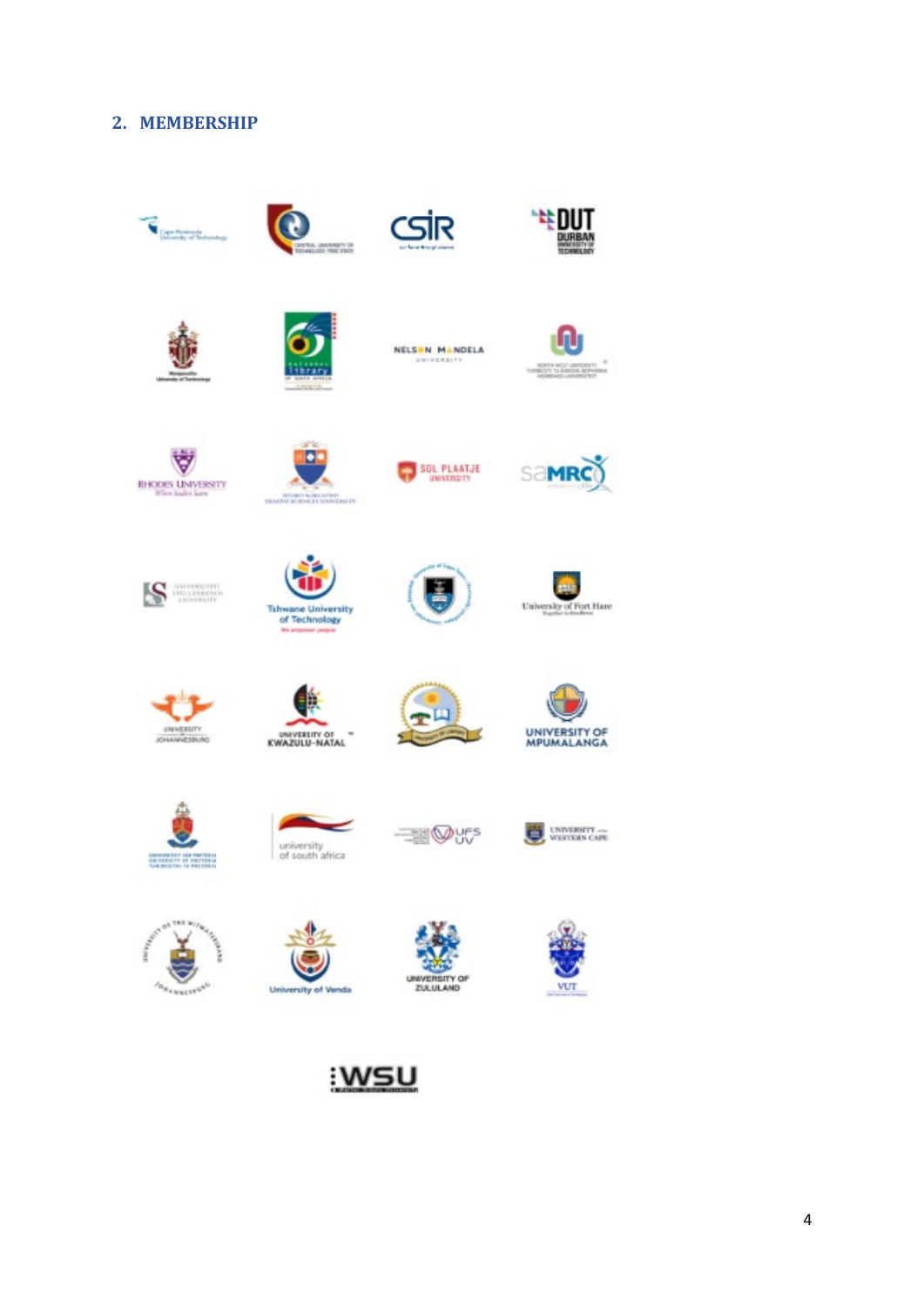## 2. MEMBERSHIP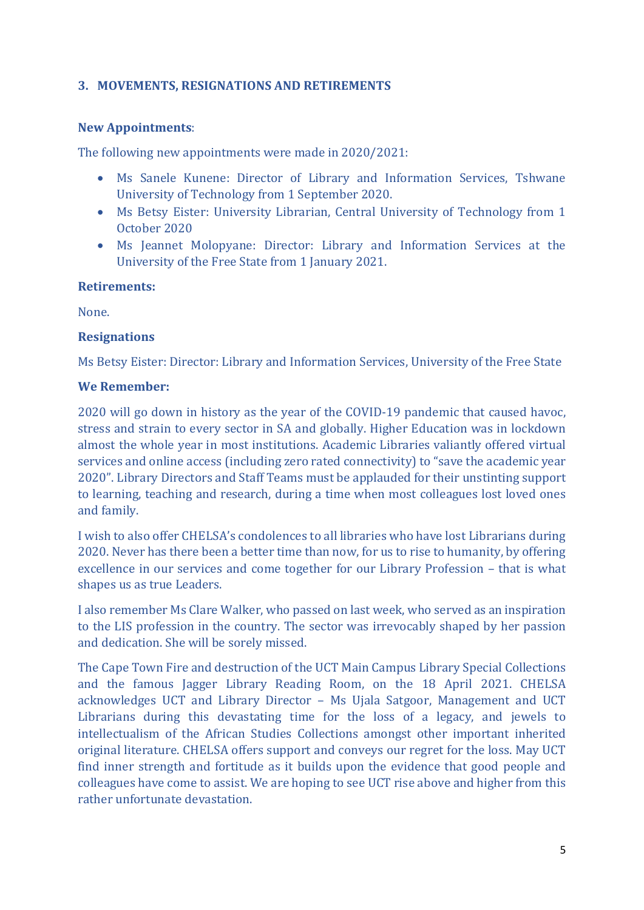## 3. MOVEMENTS, RESIGNATIONS AND RETIREMENTS

**New Appointments**:

The following new appointments were made in 2020/2021:

- Ms Sanele Kunene: Director of Library and Information Services, Tshwane University of Technology from 1 September 2020.
- Ms Betsy Eister: University Librarian, Central University of Technology from 1 October 2020
- Ms Jeannet Molopyane: Director: Library and Information Services at the University of the Free State from 1 January 2021.

**Retirements:**

None.

**Resignations**

Ms Betsy Eister: Director: Library and Information Services, University of the Free State

**We Remember:**

2020 will go down in history as the year of the COVID-19 pandemic that caused havoc, stress and strain to every sector in SA and globally. Higher Education was in lockdown almost the whole year in most institutions. Academic Libraries valiantly offered virtual services and online access (including zero rated connectivity) to "save the academic year 2020". Library Directors and Staff Teams must be applauded for their unstinting support to learning, teaching and research, during a time when most colleagues lost loved ones and family.

I wish to also offer CHELSA's condolences to all libraries who have lost Librarians during 2020. Never has there been a better time than now, for us to rise to humanity, by offering excellence in our services and come together for our Library Profession – that is what shapes us as true Leaders.

I also remember Ms Clare Walker, who passed on last week, who served as an inspiration to the LIS profession in the country. The sector was irrevocably shaped by her passion and dedication. She will be sorely missed.

The Cape Town Fire and destruction of the UCT Main Campus Library Special Collections and the famous Jagger Library Reading Room, on the 18 April 2021. CHELSA acknowledges UCT and Library Director – Ms Ujala Satgoor, Management and UCT Librarians during this devastating time for the loss of a legacy, and jewels to intellectualism of the African Studies Collections amongst other important inherited original literature. CHELSA offers support and conveys our regret for the loss. May UCT find inner strength and fortitude as it builds upon the evidence that good people and colleagues have come to assist. We are hoping to see UCT rise above and higher from this rather unfortunate devastation.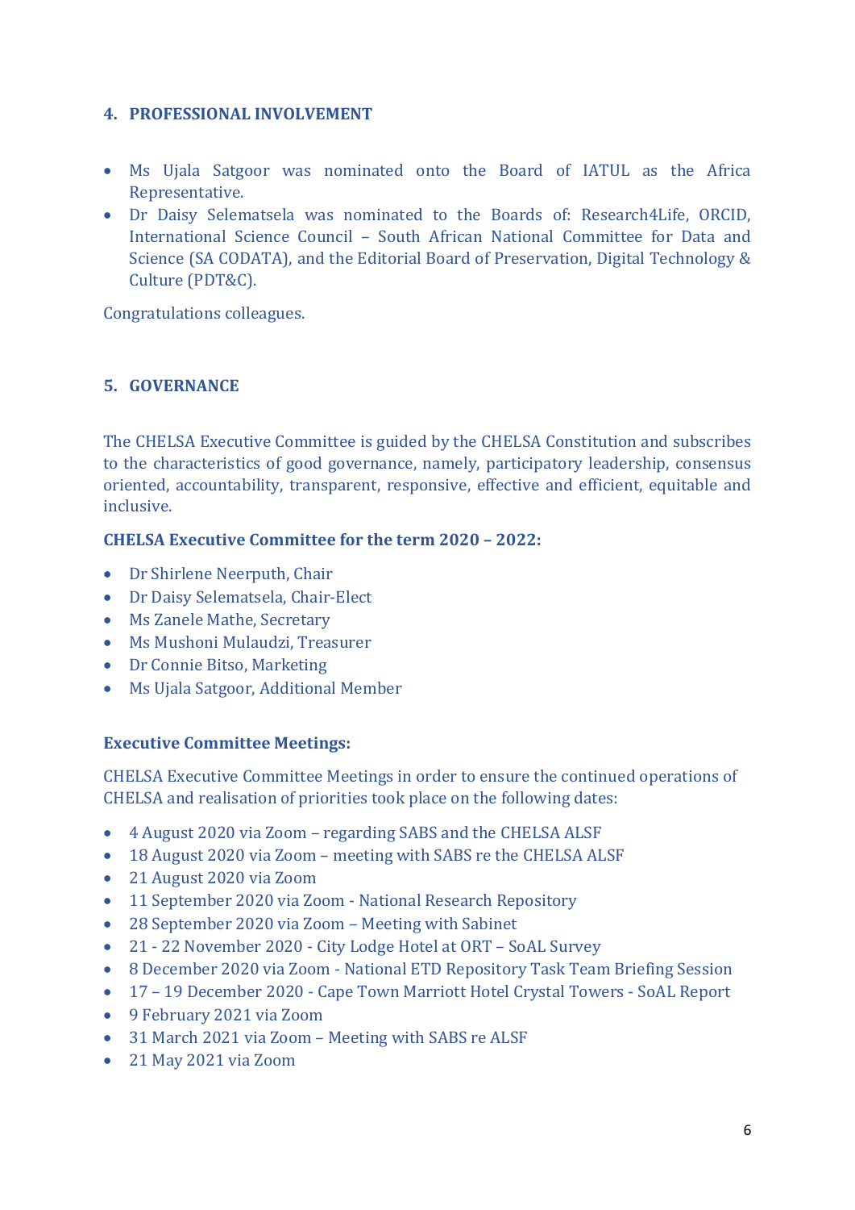## 4. PROFESSIONAL INVOLVEMENT

- Ms Ujala Satgoor was nominated onto the Board of IATUL as the Africa Representative.
- Dr Daisy Selematsela was nominated to the Boards of: Research4Life, ORCID, International Science Council – South African National Committee for Data and Science (SA CODATA), and the Editorial Board of Preservation, Digital Technology & Culture (PDT&C).

Congratulations colleagues.

## 5. GOVERNANCE

The CHELSA Executive Committee is guided by the CHELSA Constitution and subscribes to the characteristics of good governance, namely, participatory leadership, consensus oriented, accountability, transparent, responsive, effective and efficient, equitable and inclusive.

**CHELSA Executive Committee for the term 2020 – 2022:**

- Dr Shirlene Neerputh, Chair
- Dr Daisy Selematsela, Chair-Elect
- Ms Zanele Mathe, Secretary
- Ms Mushoni Mulaudzi, Treasurer
- Dr Connie Bitso, Marketing
- Ms Ujala Satgoor, Additional Member

**Executive Committee Meetings:**

CHELSA Executive Committee Meetings in order to ensure the continued operations of CHELSA and realisation of priorities took place on the following dates:

- 4 August 2020 via Zoom – regarding SABS and the CHELSA ALSF
- 18 August 2020 via Zoom – meeting with SABS re the CHELSA ALSF
- 21 August 2020 via Zoom
- 11 September 2020 via Zoom - National Research Repository
- 28 September 2020 via Zoom – Meeting with Sabinet
- 21 - 22 November 2020 - City Lodge Hotel at ORT – SoAL Survey
- 8 December 2020 via Zoom - National ETD Repository Task Team Briefing Session
- 17 – 19 December 2020 - Cape Town Marriott Hotel Crystal Towers - SoAL Report
- 9 February 2021 via Zoom
- 31 March 2021 via Zoom – Meeting with SABS re ALSF
- 21 May 2021 via Zoom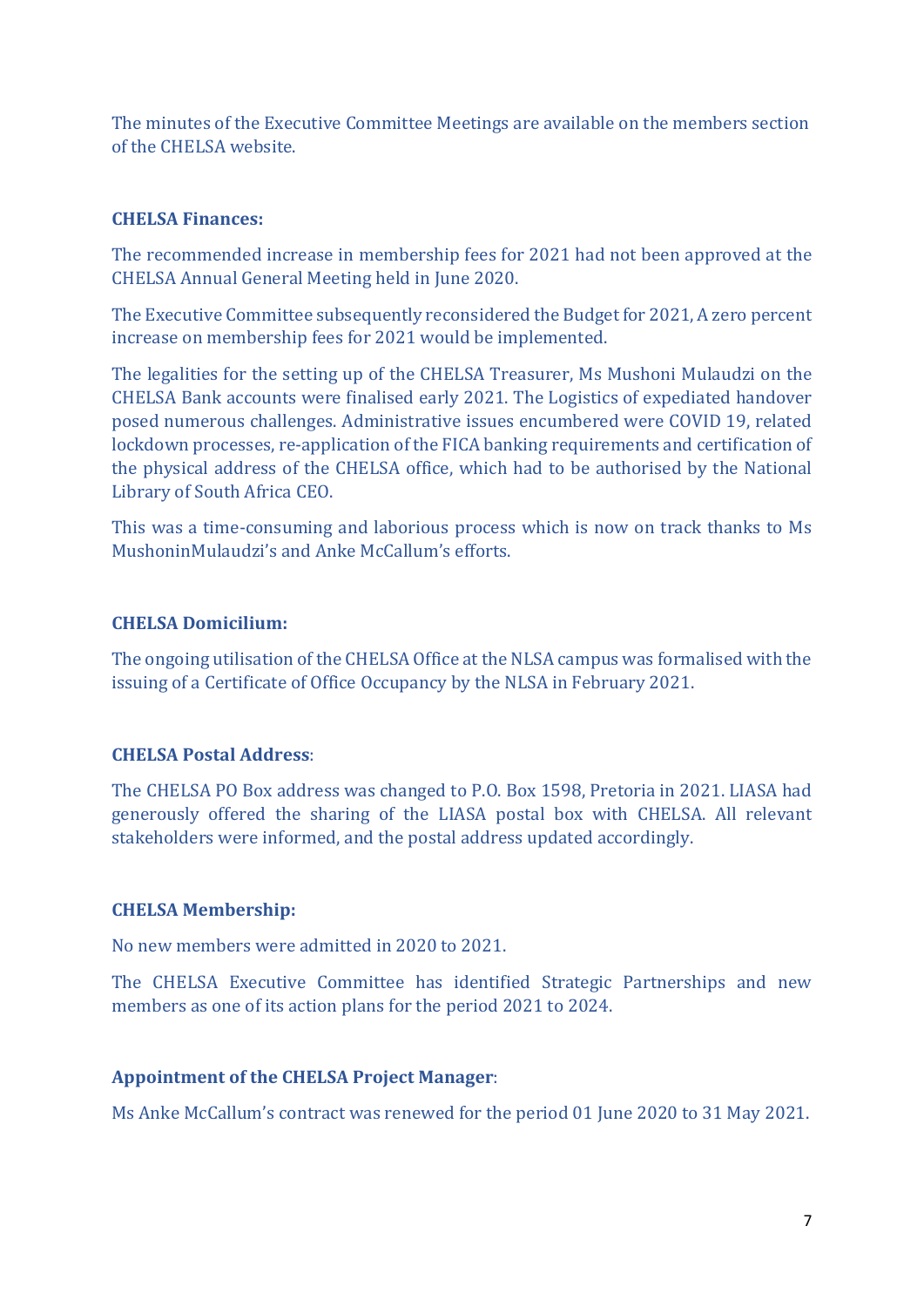The minutes of the Executive Committee Meetings are available on the members section of the CHELSA website.

**CHELSA Finances:**

The recommended increase in membership fees for 2021 had not been approved at the CHELSA Annual General Meeting held in June 2020.

The Executive Committee subsequently reconsidered the Budget for 2021, A zero percent increase on membership fees for 2021 would be implemented.

The legalities for the setting up of the CHELSA Treasurer, Ms Mushoni Mulaudzi on the CHELSA Bank accounts were finalised early 2021. The Logistics of expediated handover posed numerous challenges. Administrative issues encumbered were COVID 19, related lockdown processes, re-application of the FICA banking requirements and certification of the physical address of the CHELSA office, which had to be authorised by the National Library of South Africa CEO.

This was a time-consuming and laborious process which is now on track thanks to Ms MushoninMulaudzi's and Anke McCallum's efforts.

**CHELSA Domicilium:**

The ongoing utilisation of the CHELSA Office at the NLSA campus was formalised with the issuing of a Certificate of Office Occupancy by the NLSA in February 2021.

**CHELSA Postal Address**:

The CHELSA PO Box address was changed to P.O. Box 1598, Pretoria in 2021. LIASA had generously offered the sharing of the LIASA postal box with CHELSA. All relevant stakeholders were informed, and the postal address updated accordingly.

**CHELSA Membership:**

No new members were admitted in 2020 to 2021.

The CHELSA Executive Committee has identified Strategic Partnerships and new members as one of its action plans for the period 2021 to 2024.

**Appointment of the CHELSA Project Manager**:

Ms Anke McCallum's contract was renewed for the period 01 June 2020 to 31 May 2021.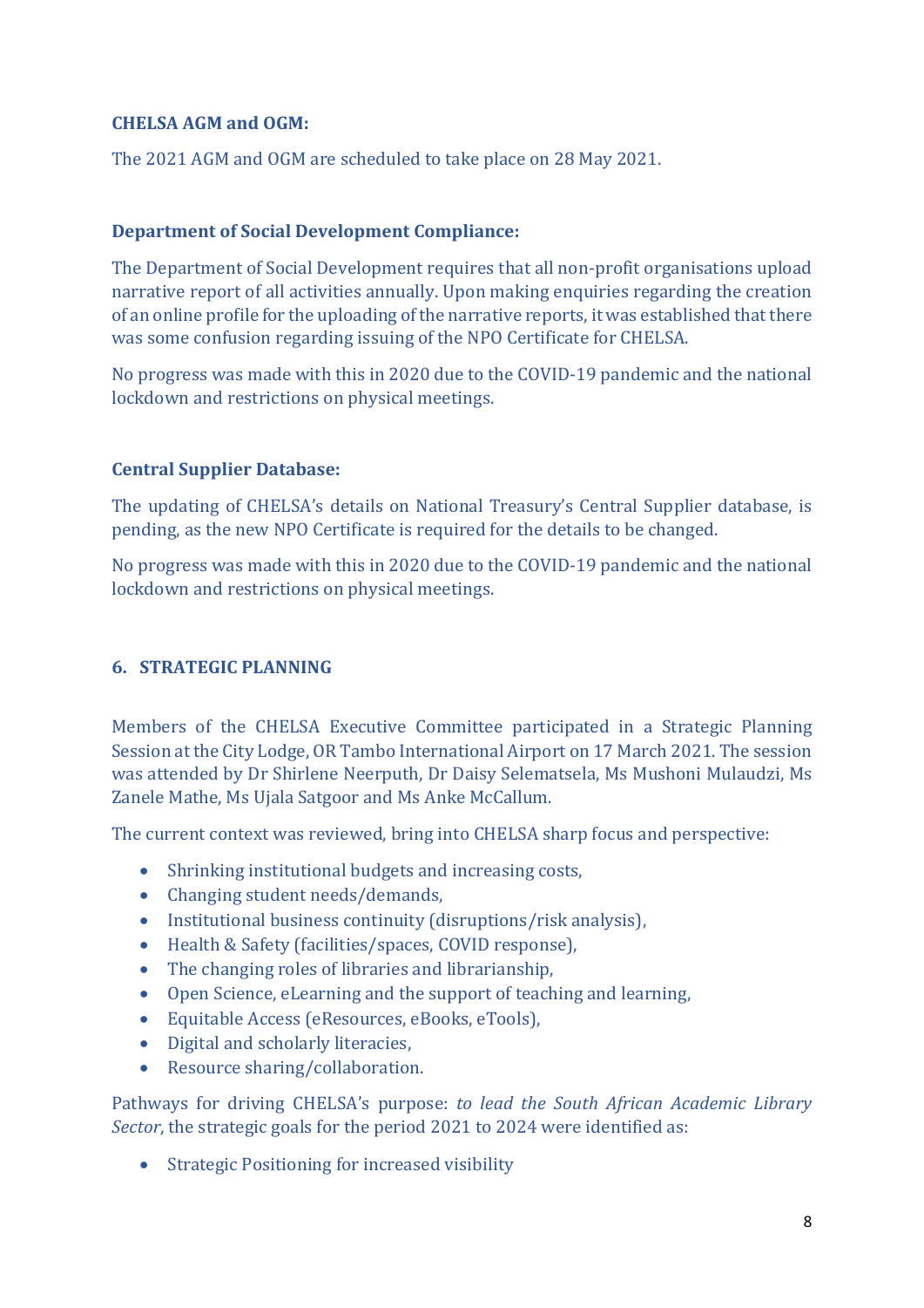**CHELSA AGM and OGM:**

The 2021 AGM and OGM are scheduled to take place on 28 May 2021.

**Department of Social Development Compliance:**

The Department of Social Development requires that all non-profit organisations upload narrative report of all activities annually. Upon making enquiries regarding the creation of an online profile for the uploading of the narrative reports, it was established that there was some confusion regarding issuing of the NPO Certificate for CHELSA.

No progress was made with this in 2020 due to the COVID-19 pandemic and the national lockdown and restrictions on physical meetings.

**Central Supplier Database:**

The updating of CHELSA's details on National Treasury's Central Supplier database, is pending, as the new NPO Certificate is required for the details to be changed.

No progress was made with this in 2020 due to the COVID-19 pandemic and the national lockdown and restrictions on physical meetings.

## 6. STRATEGIC PLANNING

Members of the CHELSA Executive Committee participated in a Strategic Planning Session at the City Lodge, OR Tambo International Airport on 17 March 2021. The session was attended by Dr Shirlene Neerputh, Dr Daisy Selematsela, Ms Mushoni Mulaudzi, Ms Zanele Mathe, Ms Ujala Satgoor and Ms Anke McCallum.

The current context was reviewed, bring into CHELSA sharp focus and perspective:

- Shrinking institutional budgets and increasing costs,
- Changing student needs/demands,
- Institutional business continuity (disruptions/risk analysis),
- Health & Safety (facilities/spaces, COVID response),
- The changing roles of libraries and librarianship,
- Open Science, eLearning and the support of teaching and learning,
- Equitable Access (eResources, eBooks, eTools),
- Digital and scholarly literacies,
- Resource sharing/collaboration.

Pathways for driving CHELSA's purpose: *to lead the South African Academic Library Sector*, the strategic goals for the period 2021 to 2024 were identified as:

- Strategic Positioning for increased visibility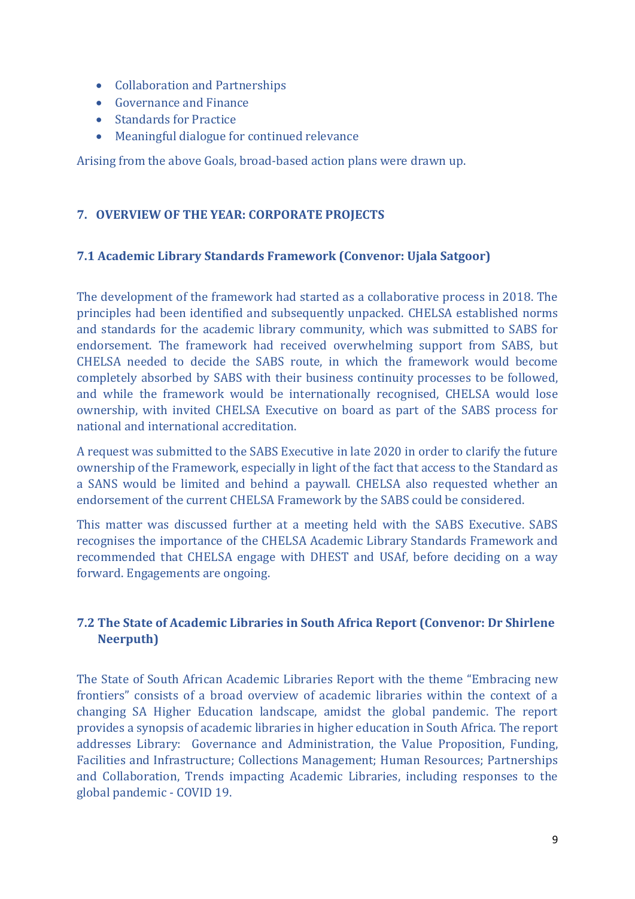- Collaboration and Partnerships
- Governance and Finance
- Standards for Practice
- Meaningful dialogue for continued relevance

Arising from the above Goals, broad-based action plans were drawn up.

## 7. OVERVIEW OF THE YEAR: CORPORATE PROJECTS

### 7.1 Academic Library Standards Framework (Convenor: Ujala Satgoor)

The development of the framework had started as a collaborative process in 2018. The principles had been identified and subsequently unpacked. CHELSA established norms and standards for the academic library community, which was submitted to SABS for endorsement. The framework had received overwhelming support from SABS, but CHELSA needed to decide the SABS route, in which the framework would become completely absorbed by SABS with their business continuity processes to be followed, and while the framework would be internationally recognised, CHELSA would lose ownership, with invited CHELSA Executive on board as part of the SABS process for national and international accreditation.

A request was submitted to the SABS Executive in late 2020 in order to clarify the future ownership of the Framework, especially in light of the fact that access to the Standard as a SANS would be limited and behind a paywall. CHELSA also requested whether an endorsement of the current CHELSA Framework by the SABS could be considered.

This matter was discussed further at a meeting held with the SABS Executive. SABS recognises the importance of the CHELSA Academic Library Standards Framework and recommended that CHELSA engage with DHEST and USAf, before deciding on a way forward. Engagements are ongoing.

### 7.2 The State of Academic Libraries in South Africa Report (Convenor: Dr Shirlene Neerputh)

The State of South African Academic Libraries Report with the theme "Embracing new frontiers" consists of a broad overview of academic libraries within the context of a changing SA Higher Education landscape, amidst the global pandemic. The report provides a synopsis of academic libraries in higher education in South Africa. The report addresses Library: Governance and Administration, the Value Proposition, Funding, Facilities and Infrastructure; Collections Management; Human Resources; Partnerships and Collaboration, Trends impacting Academic Libraries, including responses to the global pandemic - COVID 19.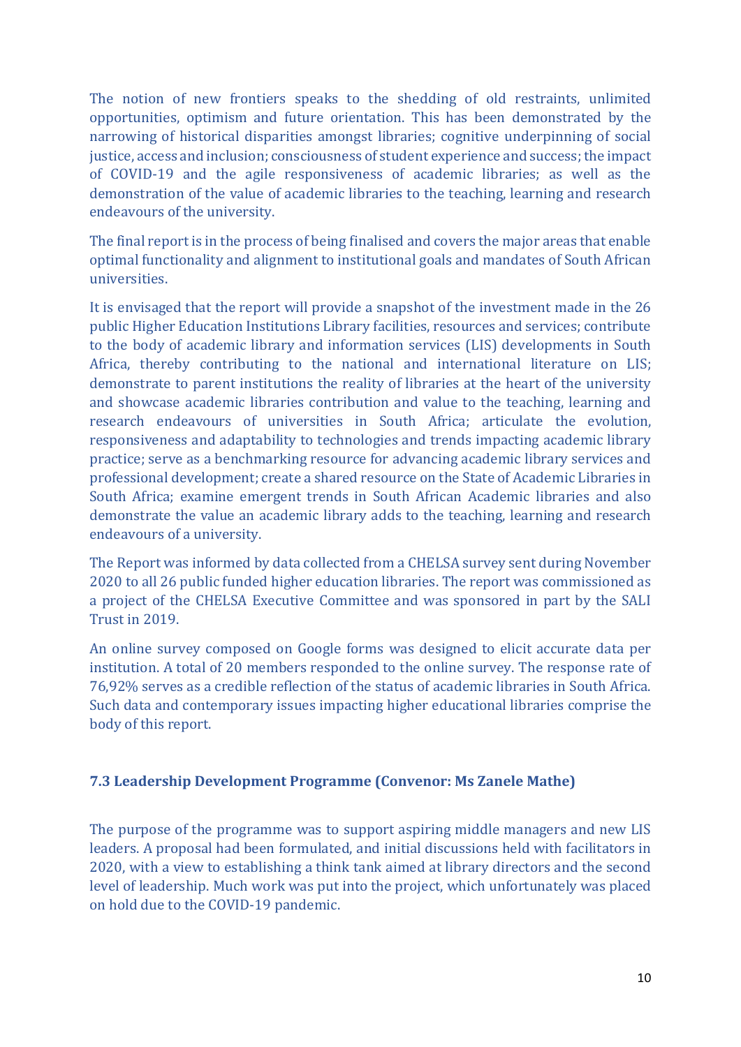The notion of new frontiers speaks to the shedding of old restraints, unlimited opportunities, optimism and future orientation. This has been demonstrated by the narrowing of historical disparities amongst libraries; cognitive underpinning of social justice, access and inclusion; consciousness of student experience and success; the impact of COVID-19 and the agile responsiveness of academic libraries; as well as the demonstration of the value of academic libraries to the teaching, learning and research endeavours of the university.

The final report is in the process of being finalised and covers the major areas that enable optimal functionality and alignment to institutional goals and mandates of South African universities.

It is envisaged that the report will provide a snapshot of the investment made in the 26 public Higher Education Institutions Library facilities, resources and services; contribute to the body of academic library and information services (LIS) developments in South Africa, thereby contributing to the national and international literature on LIS; demonstrate to parent institutions the reality of libraries at the heart of the university and showcase academic libraries contribution and value to the teaching, learning and research endeavours of universities in South Africa; articulate the evolution, responsiveness and adaptability to technologies and trends impacting academic library practice; serve as a benchmarking resource for advancing academic library services and professional development; create a shared resource on the State of Academic Libraries in South Africa; examine emergent trends in South African Academic libraries and also demonstrate the value an academic library adds to the teaching, learning and research endeavours of a university.

The Report was informed by data collected from a CHELSA survey sent during November 2020 to all 26 public funded higher education libraries. The report was commissioned as a project of the CHELSA Executive Committee and was sponsored in part by the SALI Trust in 2019.

An online survey composed on Google forms was designed to elicit accurate data per institution. A total of 20 members responded to the online survey. The response rate of 76,92% serves as a credible reflection of the status of academic libraries in South Africa. Such data and contemporary issues impacting higher educational libraries comprise the body of this report.

### 7.3 Leadership Development Programme (Convenor: Ms Zanele Mathe)

The purpose of the programme was to support aspiring middle managers and new LIS leaders. A proposal had been formulated, and initial discussions held with facilitators in 2020, with a view to establishing a think tank aimed at library directors and the second level of leadership. Much work was put into the project, which unfortunately was placed on hold due to the COVID-19 pandemic.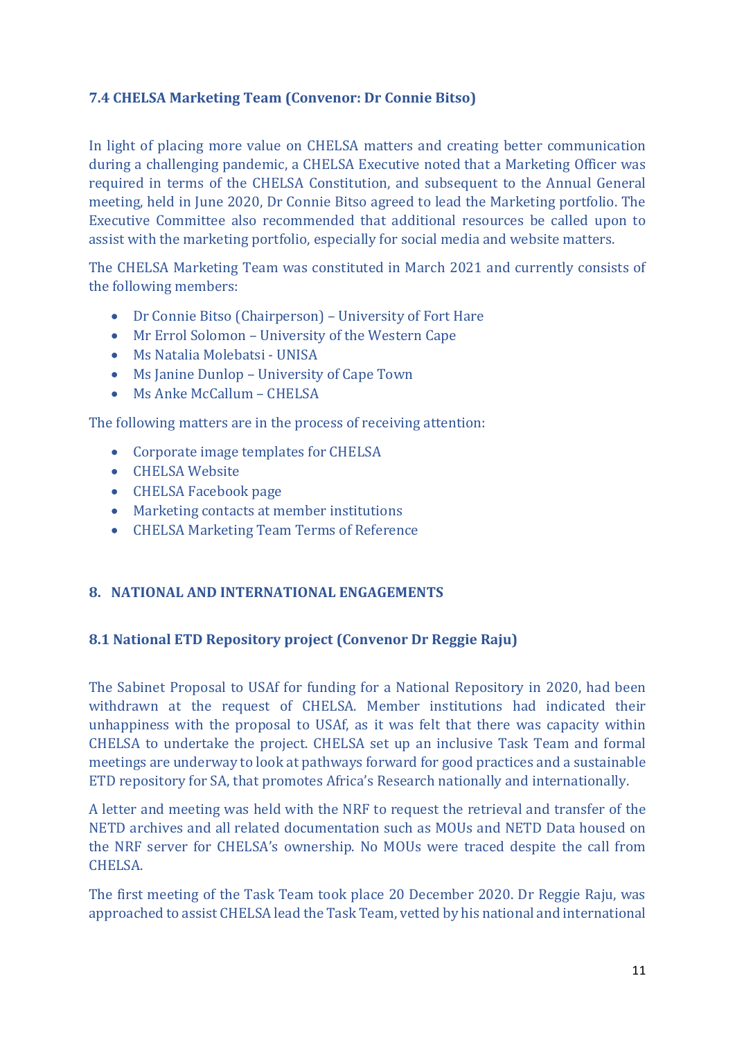### 7.4 CHELSA Marketing Team (Convenor: Dr Connie Bitso)

In light of placing more value on CHELSA matters and creating better communication during a challenging pandemic, a CHELSA Executive noted that a Marketing Officer was required in terms of the CHELSA Constitution, and subsequent to the Annual General meeting, held in June 2020, Dr Connie Bitso agreed to lead the Marketing portfolio. The Executive Committee also recommended that additional resources be called upon to assist with the marketing portfolio, especially for social media and website matters.

The CHELSA Marketing Team was constituted in March 2021 and currently consists of the following members:

- Dr Connie Bitso (Chairperson) – University of Fort Hare
- Mr Errol Solomon – University of the Western Cape
- Ms Natalia Molebatsi - UNISA
- Ms Janine Dunlop – University of Cape Town
- Ms Anke McCallum – CHELSA

The following matters are in the process of receiving attention:

- Corporate image templates for CHELSA
- CHELSA Website
- CHELSA Facebook page
- Marketing contacts at member institutions
- CHELSA Marketing Team Terms of Reference

## 8. NATIONAL AND INTERNATIONAL ENGAGEMENTS

### 8.1 National ETD Repository project (Convenor Dr Reggie Raju)

The Sabinet Proposal to USAf for funding for a National Repository in 2020, had been withdrawn at the request of CHELSA. Member institutions had indicated their unhappiness with the proposal to USAf, as it was felt that there was capacity within CHELSA to undertake the project. CHELSA set up an inclusive Task Team and formal meetings are underway to look at pathways forward for good practices and a sustainable ETD repository for SA, that promotes Africa's Research nationally and internationally.

A letter and meeting was held with the NRF to request the retrieval and transfer of the NETD archives and all related documentation such as MOUs and NETD Data housed on the NRF server for CHELSA's ownership. No MOUs were traced despite the call from CHELSA.

The first meeting of the Task Team took place 20 December 2020. Dr Reggie Raju, was approached to assist CHELSA lead the Task Team, vetted by his national and international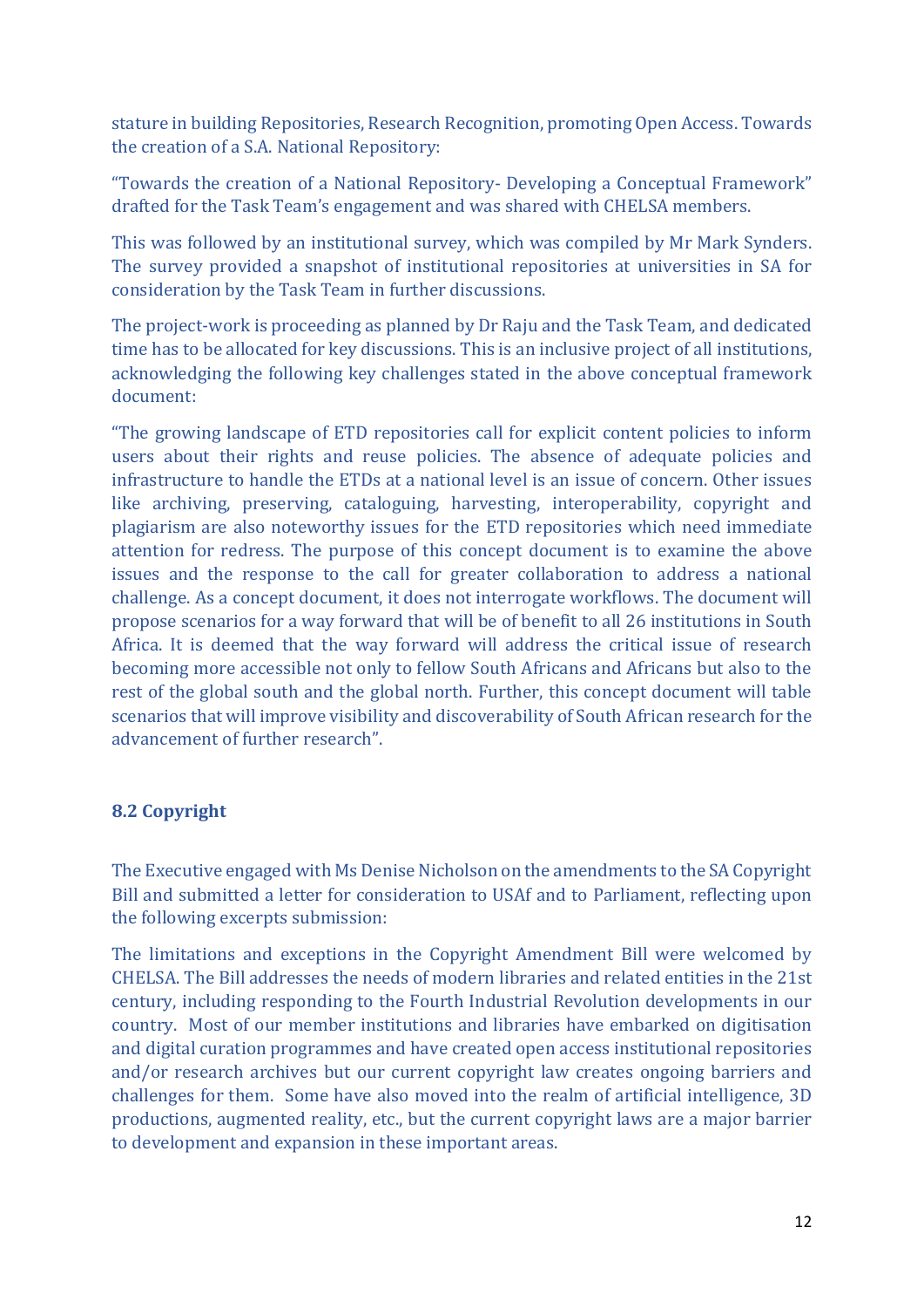stature in building Repositories, Research Recognition, promoting Open Access. Towards the creation of a S.A. National Repository:

"Towards the creation of a National Repository- Developing a Conceptual Framework" drafted for the Task Team's engagement and was shared with CHELSA members.

This was followed by an institutional survey, which was compiled by Mr Mark Synders. The survey provided a snapshot of institutional repositories at universities in SA for consideration by the Task Team in further discussions.

The project-work is proceeding as planned by Dr Raju and the Task Team, and dedicated time has to be allocated for key discussions. This is an inclusive project of all institutions, acknowledging the following key challenges stated in the above conceptual framework document:

"The growing landscape of ETD repositories call for explicit content policies to inform users about their rights and reuse policies. The absence of adequate policies and infrastructure to handle the ETDs at a national level is an issue of concern. Other issues like archiving, preserving, cataloguing, harvesting, interoperability, copyright and plagiarism are also noteworthy issues for the ETD repositories which need immediate attention for redress. The purpose of this concept document is to examine the above issues and the response to the call for greater collaboration to address a national challenge. As a concept document, it does not interrogate workflows. The document will propose scenarios for a way forward that will be of benefit to all 26 institutions in South Africa. It is deemed that the way forward will address the critical issue of research becoming more accessible not only to fellow South Africans and Africans but also to the rest of the global south and the global north. Further, this concept document will table scenarios that will improve visibility and discoverability of South African research for the advancement of further research".

### 8.2 Copyright

The Executive engaged with Ms Denise Nicholson on the amendments to the SA Copyright Bill and submitted a letter for consideration to USAf and to Parliament, reflecting upon the following excerpts submission:

The limitations and exceptions in the Copyright Amendment Bill were welcomed by CHELSA. The Bill addresses the needs of modern libraries and related entities in the 21st century, including responding to the Fourth Industrial Revolution developments in our country. Most of our member institutions and libraries have embarked on digitisation and digital curation programmes and have created open access institutional repositories and/or research archives but our current copyright law creates ongoing barriers and challenges for them. Some have also moved into the realm of artificial intelligence, 3D productions, augmented reality, etc., but the current copyright laws are a major barrier to development and expansion in these important areas.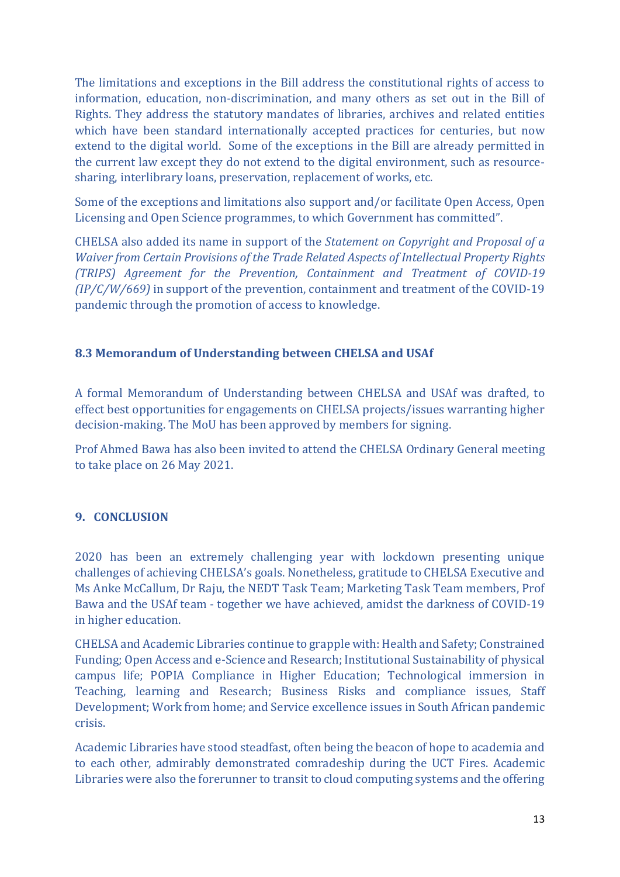The limitations and exceptions in the Bill address the constitutional rights of access to information, education, non-discrimination, and many others as set out in the Bill of Rights. They address the statutory mandates of libraries, archives and related entities which have been standard internationally accepted practices for centuries, but now extend to the digital world. Some of the exceptions in the Bill are already permitted in the current law except they do not extend to the digital environment, such as resource-sharing, interlibrary loans, preservation, replacement of works, etc.

Some of the exceptions and limitations also support and/or facilitate Open Access, Open Licensing and Open Science programmes, to which Government has committed".

CHELSA also added its name in support of the *Statement on Copyright and Proposal of a Waiver from Certain Provisions of the Trade Related Aspects of Intellectual Property Rights (TRIPS) Agreement for the Prevention, Containment and Treatment of COVID-19 (IP/C/W/669)* in support of the prevention, containment and treatment of the COVID-19 pandemic through the promotion of access to knowledge.

### 8.3 Memorandum of Understanding between CHELSA and USAf

A formal Memorandum of Understanding between CHELSA and USAf was drafted, to effect best opportunities for engagements on CHELSA projects/issues warranting higher decision-making. The MoU has been approved by members for signing.

Prof Ahmed Bawa has also been invited to attend the CHELSA Ordinary General meeting to take place on 26 May 2021.

## 9. CONCLUSION

2020 has been an extremely challenging year with lockdown presenting unique challenges of achieving CHELSA's goals. Nonetheless, gratitude to CHELSA Executive and Ms Anke McCallum, Dr Raju, the NEDT Task Team; Marketing Task Team members, Prof Bawa and the USAf team - together we have achieved, amidst the darkness of COVID-19 in higher education.

CHELSA and Academic Libraries continue to grapple with: Health and Safety; Constrained Funding; Open Access and e-Science and Research; Institutional Sustainability of physical campus life; POPIA Compliance in Higher Education; Technological immersion in Teaching, learning and Research; Business Risks and compliance issues, Staff Development; Work from home; and Service excellence issues in South African pandemic crisis.

Academic Libraries have stood steadfast, often being the beacon of hope to academia and to each other, admirably demonstrated comradeship during the UCT Fires. Academic Libraries were also the forerunner to transit to cloud computing systems and the offering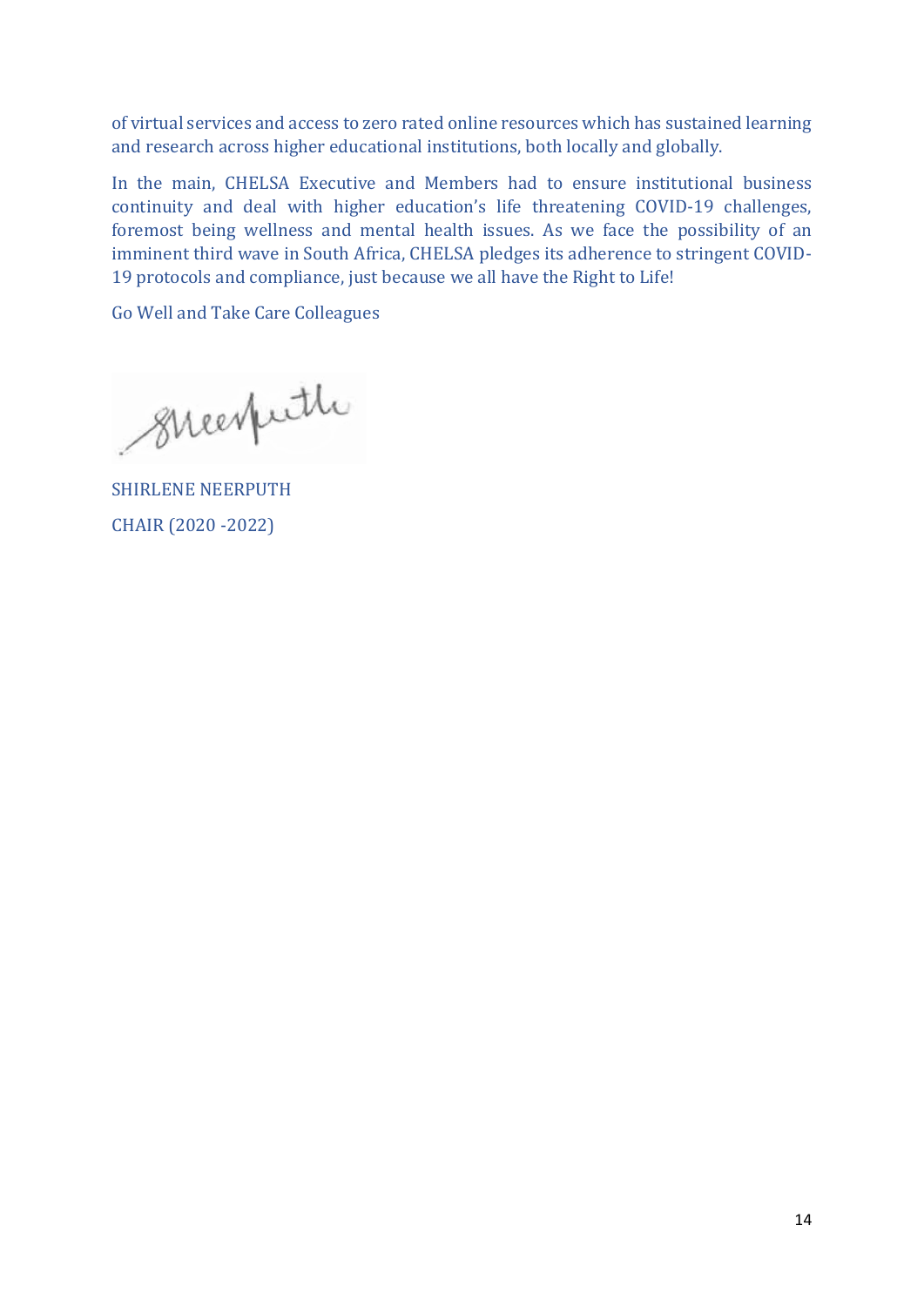of virtual services and access to zero rated online resources which has sustained learning and research across higher educational institutions, both locally and globally.

In the main, CHELSA Executive and Members had to ensure institutional business continuity and deal with higher education's life threatening COVID-19 challenges, foremost being wellness and mental health issues. As we face the possibility of an imminent third wave in South Africa, CHELSA pledges its adherence to stringent COVID-19 protocols and compliance, just because we all have the Right to Life!

Go Well and Take Care Colleagues

SHIRLENE NEERPUTH

CHAIR (2020 -2022)